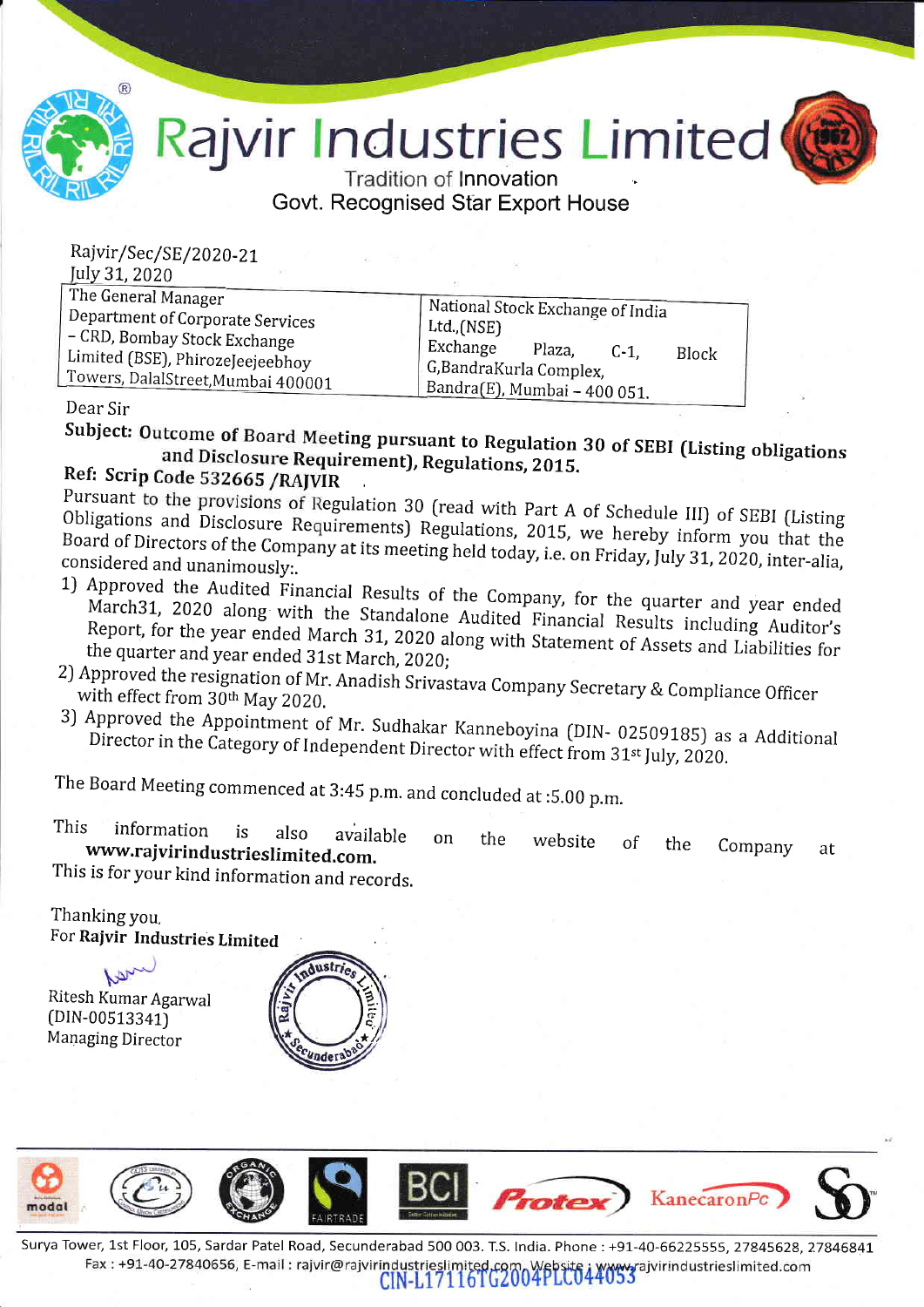# Rajvir Industries Limited

Tradition of Innovation

Govt. Recognised Star Export House

Rajvir/Sec/SE/2020-21
July 31, 2020

| | |
|---|---|
| The General Manager<br>Department of Corporate Services<br>- CRD, Bombay Stock Exchange<br>Limited (BSE), PhirozeJeejeebhoy<br>Towers, DalalStreet,Mumbai 400001 | National Stock Exchange of India<br>Ltd.,(NSE)<br>Exchange Plaza, C-1, Block<br>G,BandraKurla Complex,<br>Bandra(E), Mumbai – 400 051. |

Dear Sir

**Subject: Outcome of Board Meeting pursuant to Regulation 30 of SEBI (Listing obligations and Disclosure Requirement), Regulations, 2015.**

**Ref: Scrip Code 532665 /RAJVIR**

Pursuant to the provisions of Regulation 30 (read with Part A of Schedule III) of SEBI (Listing Obligations and Disclosure Requirements) Regulations, 2015, we hereby inform you that the Board of Directors of the Company at its meeting held today, i.e. on Friday, July 31, 2020, inter-alia, considered and unanimously:.

1) Approved the Audited Financial Results of the Company, for the quarter and year ended March31, 2020 along with the Standalone Audited Financial Results including Auditor's Report, for the year ended March 31, 2020 along with Statement of Assets and Liabilities for the quarter and year ended 31st March, 2020;
2) Approved the resignation of Mr. Anadish Srivastava Company Secretary & Compliance Officer with effect from 30th May 2020.
3) Approved the Appointment of Mr. Sudhakar Kanneboyina (DIN- 02509185) as a Additional Director in the Category of Independent Director with effect from 31st July, 2020.

The Board Meeting commenced at 3:45 p.m. and concluded at :5.00 p.m.

This information is also available on the website of the Company at **www.rajvirindustrieslimited.com.**

This is for your kind information and records.

Thanking you,

For **Rajvir Industries Limited**

Ritesh Kumar Agarwal
(DIN-00513341)
Managing Director

Surya Tower, 1st Floor, 105, Sardar Patel Road, Secunderabad 500 003. T.S. India. Phone : +91-40-66225555, 27845628, 27846841
Fax : +91-40-27840656, E-mail : rajvir@rajvirindustrieslimited.com, Website : www.rajvirindustrieslimited.com
CIN-L17116TG2004PLC044053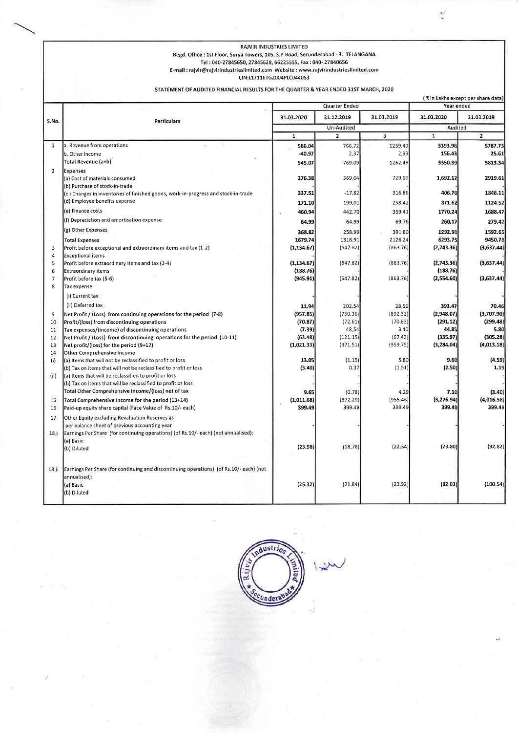RAJVIR INDUSTRIES LIMITED

Regd. Office : 1st Floor, Surya Towers, 105, S.P.Road, Secunderabad - 3. TELANGANA

Tel : 040-27845650, 27845628, 66225555, Fax : 040- 27840656

E-mail : rajvir@rajvirindustrieslimited.com Website : www.rajvirindustrieslimited.com

CIN:L17116TG2004PLC044053

STATEMENT OF AUDITED FINANCIAL RESULTS FOR THE QUARTER & YEAR ENDED 31ST MARCH, 2020

(₹ in Lakhs except per share data)

| S.No. | Particulars | Quarter Ended | | | Year ended | |
|---|---|---|---|---|---|---|
| | | 31.03.2020 | 31.12.2019 | 31.03.2019 | 31.03.2020 | 31.03.2019 |
| | | | Un-Audited | | Audited | |
| | | 1 | 2 | 3 | 1 | 2 |
| 1 | a. Revenue from operations | 586.04 | 766.72 | 1259.49 | 3393.96 | 5787.73 |
| | b. Other Income | -40.97 | 2.37 | 2.99 | 156.43 | 25.61 |
| | Total Revenue (a+b) | 545.07 | 769.09 | 1262.48 | 3550.39 | 5813.34 |
| 2 | Expenses | | | | | |
| | (a) Cost of materials consumed | 276.38 | 369.04 | 729.99 | 1,692.12 | 2919.61 |
| | (b) Purchase of stock-in-trade | - | - | - | - | - |
| | (c ) Changes in inventories of finished goods, work-in-progress and stock-in-trade | 337.51 | -17.82 | 316.86 | 406.70 | 1846.11 |
| | (d) Employee benefits expense | 171.10 | 199.01 | 258.42 | 871.62 | 1124.52 |
| | (e) Finance costs | 460.94 | 442.70 | 359.41 | 1770.24 | 1688.47 |
| | (f) Depreciation and amortisation expense | 64.99 | 64.99 | 69.76 | 260.17 | 279.42 |
| | (g) Other Expenses | 368.82 | 258.99 | 391.80 | 1292.90 | 1592.65 |
| | Total Expenses | 1679.74 | 1316.91 | 2126.24 | 6293.75 | 9450.78 |
| 3 | Profit before exceptional and extraordinary items and tax (1-2) | (1,134.67) | (547.82) | (863.76) | (2,743.36) | (3,637.44) |
| 4 | Exceptional items | - | - | - | - | - |
| 5 | Profit before extraordinary items and tax (3-4) | (1,134.67) | (547.82) | (863.76) | (2,743.36) | (3,637.44) |
| 6 | Extraordinary items | (188.76) | - | - | (188.76) | - |
| 7 | Profit before tax (5-6) | (945.91) | (547.82) | (863.76) | (2,554.60) | (3,637.44) |
| 8 | Tax expense | | | | | |
| | (i) Current tax | - | - | - | - | - |
| | (ii) Deferred tax | 11.94 | 202.54 | 28.56 | 393.47 | 70.46 |
| 9 | Net Profit / (Loss) from continuing operations for the period (7-8) | (957.85) | (750.36) | (892.32) | (2,948.07) | (3,707.90) |
| 10 | Profit/(loss) from discontinuing operations | (70.87) | (72.61) | (70.83) | (291.12) | (299.48) |
| 11 | Tax expenses/(income) of discontinuing operations | (7.39) | 48.54 | 3.40 | 44.85 | 5.80 |
| 12 | Net Profit / (Loss) from discontinuing operations for the period (10-11) | (63.48) | (121.15) | (67.43) | (335.97) | (305.28) |
| 13 | Net profit/(loss) for the period (9+12) | (1,021.33) | (871.51) | (959.75) | (3,284.04) | (4,013.18) |
| 14 | Other Comprehensive Income | | | | | |
| (i) | (a) Items that will not be reclassified to profit or loss | 13.05 | (1.15) | 5.80 | 9.60 | (4.59) |
| | (b) Tax on items that will not be reclassified to profit or loss | (3.40) | 0.37 | (1.51) | (2.50) | 1.19 |
| (ii) | (a) Items that will be reclassified to profit or loss | - | - | - | - | - |
| | (b) Tax on items that will be reclassified to profit or loss | - | - | - | - | - |
| | Total Other Comprehensive Income/(loss) net of tax | 9.65 | (0.78) | 4.29 | 7.10 | (3.40) |
| 15 | Total Comprehensive Income for the period (13+14) | (1,011.68) | (872.29) | (955.46) | (3,276.94) | (4,016.58) |
| 16 | Paid-up equity share capital (Face Value of Rs.10/- each) | 399.49 | 399.49 | 399.49 | 399.49 | 399.49 |
| 17 | Other Equity excluding Revaluation Reserves as per balance sheet of previous accounting year | - | - | - | - | - |
| 18.i | Earnings Per Share (for continuing operations) (of Rs.10/- each) (not annualised): (a) Basic (b) Diluted | (23.98) | (18.78) | (22.34) | (73.80) | (92.82) |
| 18.ii | Earnings Per Share (for continuing and discontinuing operations) (of Rs.10/- each) (not annualised): (a) Basic (b) Diluted | (25.32) | (21.84) | (23.92) | (82.03) | (100.54) |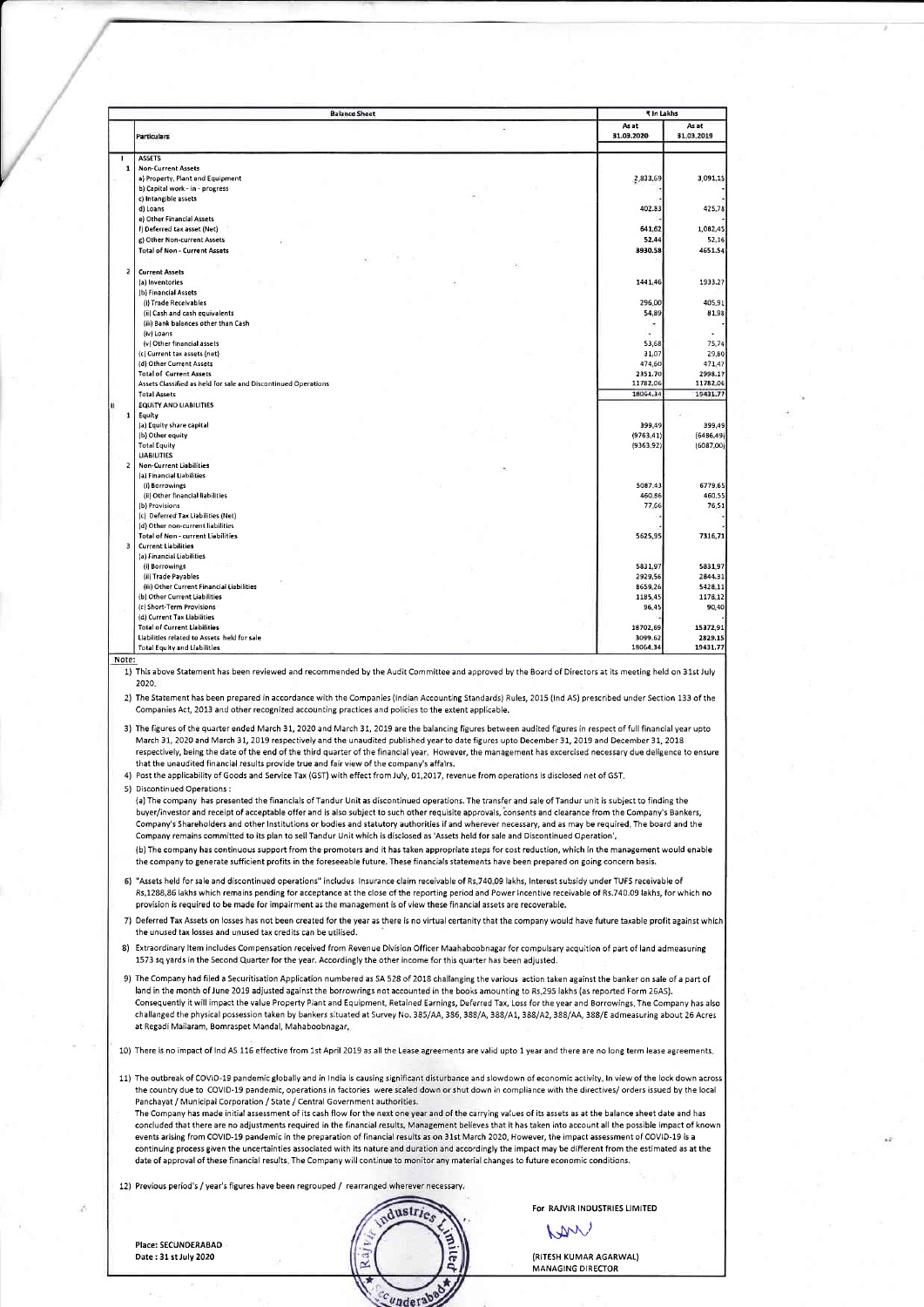| | Balance Sheet | ₹ In Lakhs | |
|---|---|---|---|
| | Particulars | As at 31.03.2020 | As at 31.03.2019 |
| I | ASSETS | | |
| 1 | Non-Current Assets | | |
| | a) Property, Plant and Equipment | 2,833.69 | 3,091.15 |
| | b) Capital work - in - progress | - | - |
| | c) Intangible assets | - | - |
| | d) Loans | 402.83 | 425.78 |
| | e) Other Financial Assets | | - |
| | f) Deferred tax asset (Net) | 641.62 | 1,082.45 |
| | g) Other Non-current Assets | 52.44 | 52.16 |
| | Total of Non - Current Assets | 3930.58 | 4651.54 |
| 2 | Current Assets | | |
| | (a) Inventories | 1441.46 | 1933.27 |
| | (b) Financial Assets | | |
| | (i) Trade Receivables | 296.00 | 405.91 |
| | (ii) Cash and cash equivalents | 54.89 | 81.98 |
| | (iii) Bank balances other than Cash | - | |
| | (iv) Loans | - | - |
| | (v) Other financial assets | 53.68 | 75.74 |
| | (c) Current tax assets (net) | 31.07 | 29.80 |
| | (d) Other Current Assets | 474.60 | 471.47 |
| | Total of Current Assets | 2351.70 | 2998.17 |
| | Assets Classified as held for sale and Discontinued Operations | 11782.06 | 11782.06 |
| | Total Assets | 18064.34 | 19431.77 |
| II | EQUITY AND LIABILITIES | | |
| 1 | Equity | | |
| | (a) Equity share capital | 399.49 | 399.49 |
| | (b) Other equity | (9763.41) | (6486.49) |
| | Total Equity | (9363.92) | (6087.00) |
| | LIABILITIES | | |
| 2 | Non-Current Liabilities | | |
| | (a) Financial Liabilities | | |
| | (i) Borrowings | 5087.43 | 6779.65 |
| | (ii) Other financial liabilities | 460.86 | 460.55 |
| | (b) Provisions | 77.66 | 76.51 |
| | (c) Deferred Tax Liabilities (Net) | - | - |
| | (d) Other non-current liabilities | - | - |
| | Total of Non - current Liabilities | 5625.95 | 7316.71 |
| 3 | Current Liabilities | | |
| | (a) Financial Liabilities | | |
| | (i) Borrowings | 5831.97 | 5831.97 |
| | (ii) Trade Payables | 2929.56 | 2844.31 |
| | (iii) Other Current Financial Liabilities | 8659.26 | 5428.11 |
| | (b) Other Current Liabilities | 1185.45 | 1178.12 |
| | (c) Short-Term Provisions | 96.45 | 90.40 |
| | (d) Current Tax Liabilities | - | - |
| | Total of Current Liabilities | 18702.69 | 15372.91 |
| | Liabilities related to Assets held for sale | 3099.62 | 2829.15 |
| | Total Equity and Liabilities | 18064.34 | 19431.77 |

Note:

1) This above Statement has been reviewed and recommended by the Audit Committee and approved by the Board of Directors at its meeting held on 31st July 2020.

2) The Statement has been prepared in accordance with the Companies (Indian Accounting Standards) Rules, 2015 (Ind AS) prescribed under Section 133 of the Companies Act, 2013 and other recognized accounting practices and policies to the extent applicable.

3) The figures of the quarter ended March 31, 2020 and March 31, 2019 are the balancing figures between audited figures in respect of full financial year upto March 31, 2020 and March 31, 2019 respectively and the unaudited published year to date figures upto December 31, 2019 and December 31, 2018 respectively, being the date of the end of the third quarter of the financial year. However, the management has excercised necessary due deligence to ensure that the unaudited financial results provide true and fair view of the company's affairs.

4) Post the applicability of Goods and Service Tax (GST) with effect from July, 01,2017, revenue from operations is disclosed net of GST.

5) Discontinued Operations :

(a) The company has presented the financials of Tandur Unit as discontinued operations. The transfer and sale of Tandur unit is subject to finding the buyer/investor and receipt of acceptable offer and is also subject to such other requisite approvals, consents and clearance from the Company's Bankers, Company's Shareholders and other Institutions or bodies and statutory authorities if and wherever necessary, and as may be required. The board and the Company remains committed to its plan to sell Tandur Unit which is disclosed as 'Assets held for sale and Discontinued Operation',

(b) The company has continuous support from the promoters and it has taken appropriate steps for cost reduction, which in the management would enable the company to generate sufficient profits in the foreseeable future. These financials statements have been prepared on going concern basis.

6) "Assets held for sale and discontinued operations" includes Insurance claim receivable of Rs.740.09 lakhs, Interest subsidy under TUFS receivable of Rs.1288.86 lakhs which remains pending for acceptance at the close of the reporting period and Power Incentive receivable of Rs.740.09 lakhs, for which no provision is required to be made for impairment as the management is of view these financial assets are recoverable.

7) Deferred Tax Assets on losses has not been created for the year as there is no virtual certainty that the company would have future taxable profit against which the unused tax losses and unused tax credits can be utilised.

8) Extraordinary item includes Compensation received from Revenue Division Officer Maahaboobnagar for compulsary acquition of part of land admeasuring 1573 sq yards in the Second Quarter for the year. Accordingly the other income for this quarter has been adjusted.

9) The Company had filed a Securitisation Application numbered as SA 528 of 2018 challanging the various action taken against the banker on sale of a part of land in the month of June 2019 adjusted against the borrowings not accounted in the books amounting to Rs.295 lakhs (as reported Form 26AS). Consequently it will impact the value Property Plant and Equipment, Retained Earnings, Deferred Tax, Loss for the year and Borrowings. The Company has also challanged the physical possession taken by bankers situated at Survey No. 385/AA, 386, 388/A, 388/A1, 388/A2, 388/AA, 388/E admeasuring about 26 Acres at Regadi Mailaram, Bomraspet Mandal, Mahaboobnagar,

10) There is no impact of Ind AS 116 effective from 1st April 2019 as all the Lease agreements are valid upto 1 year and there are no long term lease agreements.

11) The outbreak of COVID-19 pandemic globally and in India is causing significant disturbance and slowdown of economic activity. In view of the lock down across the country due to COVID-19 pandemic, operations in factories were scaled down or shut down in compliance with the directives/ orders issued by the local Panchayat / Municipal Corporation / State / Central Government authorities.
The Company has made initial assessment of its cash flow for the next one year and of the carrying values of its assets as at the balance sheet date and has concluded that there are no adjustments required in the financial results. Management believes that it has taken into account all the possible impact of known events arising from COVID-19 pandemic in the preparation of financial results as on 31st March 2020. However, the impact assessment of COVID-19 is a continuing process given the uncertainties associated with its nature and duration and accordingly the impact may be different from the estimated as at the date of approval of these financial results. The Company will continue to monitor any material changes to future economic conditions.

12) Previous period's / year's figures have been regrouped / rearranged wherever necessary.

Place: SECUNDERABAD
Date : 31 st July 2020

For RAJVIR INDUSTRIES LIMITED

(RITESH KUMAR AGARWAL)
MANAGING DIRECTOR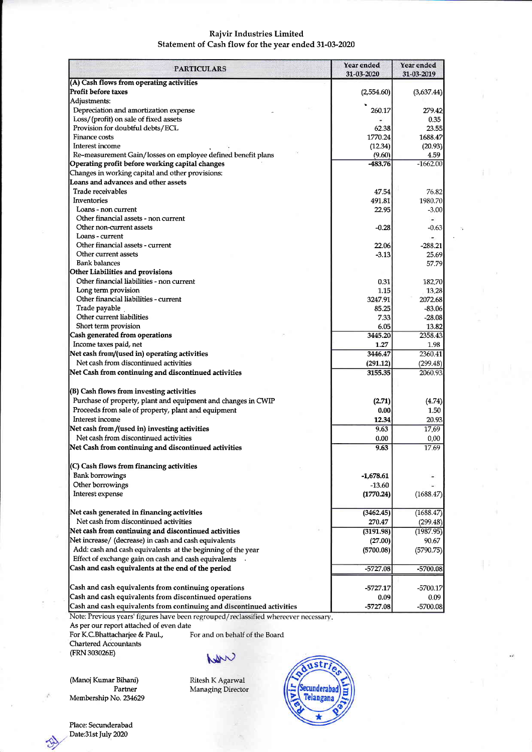# Rajvir Industries Limited
## Statement of Cash flow for the year ended 31-03-2020

| PARTICULARS | Year ended 31-03-2020 | Year ended 31-03-2019 |
|---|---|---|
| **(A) Cash flows from operating activities** | | |
| **Profit before taxes** | (2,554.60) | (3,637.44) |
| Adjustments: | | |
| Depreciation and amortization expense | 260.17 | 279.42 |
| Loss/(profit) on sale of fixed assets | - | 0.35 |
| Provision for doubtful debts/ECL | 62.38 | 23.55 |
| Finance costs | 1770.24 | 1688.47 |
| Interest income | (12.34) | (20.93) |
| Re-measurement Gain/losses on employee defined benefit plans | (9.60) | 4.59 |
| **Operating profit before working capital changes** | -483.76 | -1662.00 |
| Changes in working capital and other provisions: | | |
| **Loans and advances and other assets** | | |
| Trade receivables | 47.54 | 76.82 |
| Inventories | 491.81 | 1980.70 |
| Loans - non current | 22.95 | -3.00 |
| Other financial assets - non current | | - |
| Other non-current assets | -0.28 | -0.63 |
| Loans - current | | - |
| Other financial assets - current | 22.06 | -288.21 |
| Other current assets | -3.13 | 25.69 |
| Bank balances | | 57.79 |
| **Other Liabilities and provisions** | | |
| Other financial liabilities - non current | 0.31 | 182.70 |
| Long term provision | 1.15 | 13.28 |
| Other financial liabilities - current | 3247.91 | 2072.68 |
| Trade payable | 85.25 | -83.06 |
| Other current liabilities | 7.33 | -28.08 |
| Short term provision | 6.05 | 13.82 |
| **Cash generated from operations** | 3445.20 | 2358.43 |
| Income taxes paid, net | 1.27 | 1.98 |
| **Net cash from/(used in) operating activities** | 3446.47 | 2360.41 |
| Net cash from discontinued activities | (291.12) | (299.48) |
| **Net Cash from continuing and discontinued activities** | 3155.35 | 2060.93 |
| | | |
| **(B) Cash flows from investing activities** | | |
| Purchase of property, plant and equipment and changes in CWIP | (2.71) | (4.74) |
| Proceeds from sale of property, plant and equipment | 0.00 | 1.50 |
| Interest income | 12.34 | 20.93 |
| **Net cash from /(used in) investing activities** | 9.63 | 17.69 |
| Net cash from discontinued activities | 0.00 | 0.00 |
| **Net Cash from continuing and discontinued activities** | 9.63 | 17.69 |
| | | |
| **(C) Cash flows from financing activities** | | |
| Bank borrowings | -1,678.61 | - |
| Other borrowings | -13.60 | - |
| Interest expense | (1770.24) | (1688.47) |
| | | |
| **Net cash generated in financing activities** | (3462.45) | (1688.47) |
| Net cash from discontinued activities | 270.47 | (299.48) |
| **Net cash from continuing and discontinued activities** | (3191.98) | (1987.95) |
| Net increase/ (decrease) in cash and cash equivalents | (27.00) | 90.67 |
| Add: cash and cash equivalents at the beginning of the year | (5700.08) | (5790.75) |
| Effect of exchange gain on cash and cash equivalents | | |
| **Cash and cash equivalents at the end of the period** | -5727.08 | -5700.08 |
| | | |
| Cash and cash equivalents from continuing operations | -5727.17 | -5700.17 |
| Cash and cash equivalents from discontinued operations | 0.09 | 0.09 |
| Cash and cash equivalents from continuing and discontinued activities | -5727.08 | -5700.08 |

Note: Previous years' figures have been regrouped/reclassified whereever necessary.

As per our report attached of even date

For K.C.Bhattacharjee & Paul.,
Chartered Accountants
(FRN 303026E)

For and on behalf of the Board

(Manoj Kumar Bihani)
Partner
Membership No. 234629

Ritesh K Agarwal
Managing Director

Place: Secunderabad
Date:31st July 2020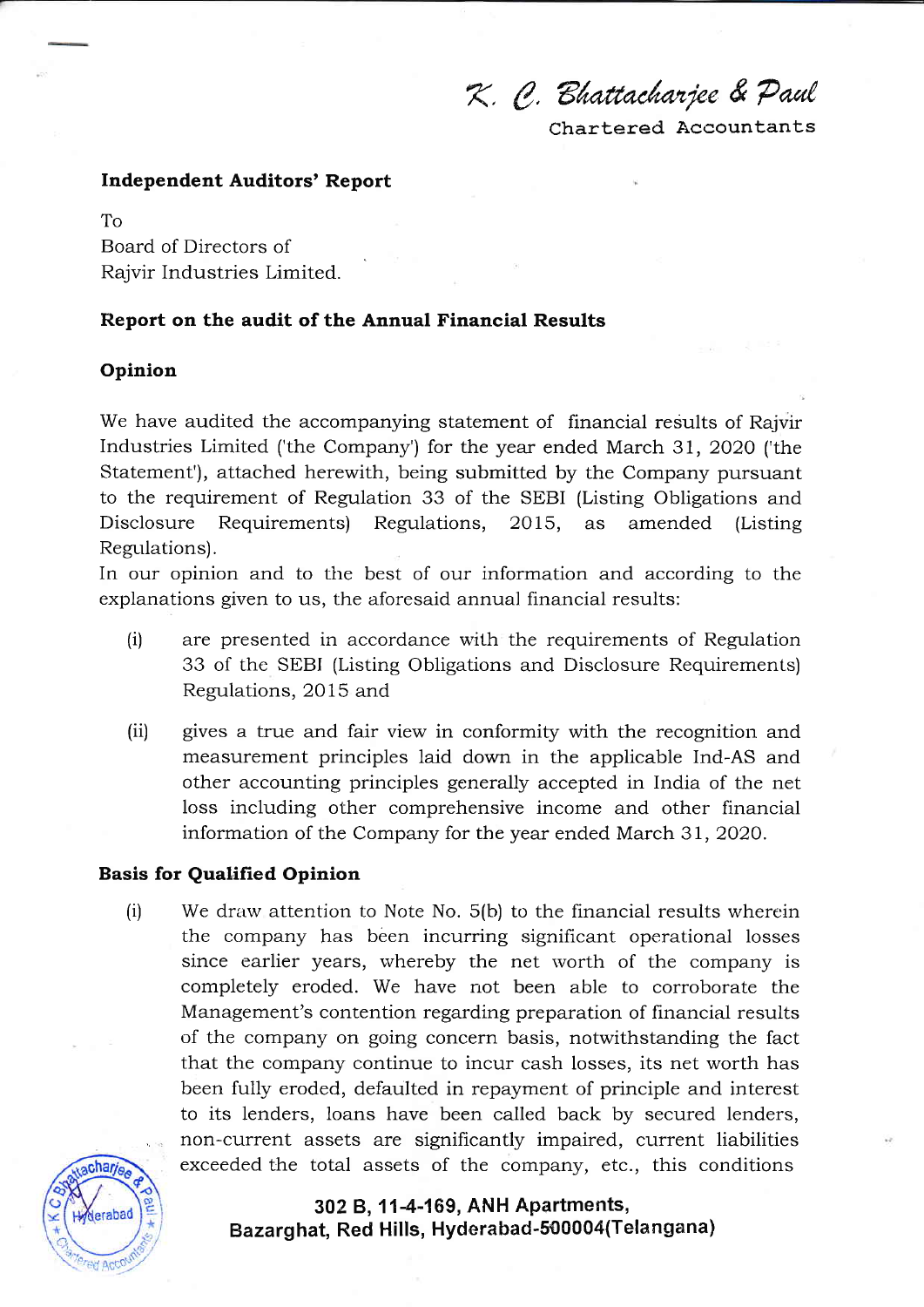K. C. Bhattacharjee & Paul

Chartered Accountants

**Independent Auditors' Report**

To
Board of Directors of
Rajvir Industries Limited.

**Report on the audit of the Annual Financial Results**

**Opinion**

We have audited the accompanying statement of financial results of Rajvir Industries Limited ('the Company') for the year ended March 31, 2020 ('the Statement'), attached herewith, being submitted by the Company pursuant to the requirement of Regulation 33 of the SEBI (Listing Obligations and Disclosure Requirements) Regulations, 2015, as amended (Listing Regulations).

In our opinion and to the best of our information and according to the explanations given to us, the aforesaid annual financial results:

(i) are presented in accordance with the requirements of Regulation 33 of the SEBI (Listing Obligations and Disclosure Requirements) Regulations, 2015 and

(ii) gives a true and fair view in conformity with the recognition and measurement principles laid down in the applicable Ind-AS and other accounting principles generally accepted in India of the net loss including other comprehensive income and other financial information of the Company for the year ended March 31, 2020.

**Basis for Qualified Opinion**

(i) We draw attention to Note No. 5(b) to the financial results wherein the company has been incurring significant operational losses since earlier years, whereby the net worth of the company is completely eroded. We have not been able to corroborate the Management's contention regarding preparation of financial results of the company on going concern basis, notwithstanding the fact that the company continue to incur cash losses, its net worth has been fully eroded, defaulted in repayment of principle and interest to its lenders, loans have been called back by secured lenders, non-current assets are significantly impaired, current liabilities exceeded the total assets of the company, etc., this conditions

302 B, 11-4-169, ANH Apartments,
Bazarghat, Red Hills, Hyderabad-500004(Telangana)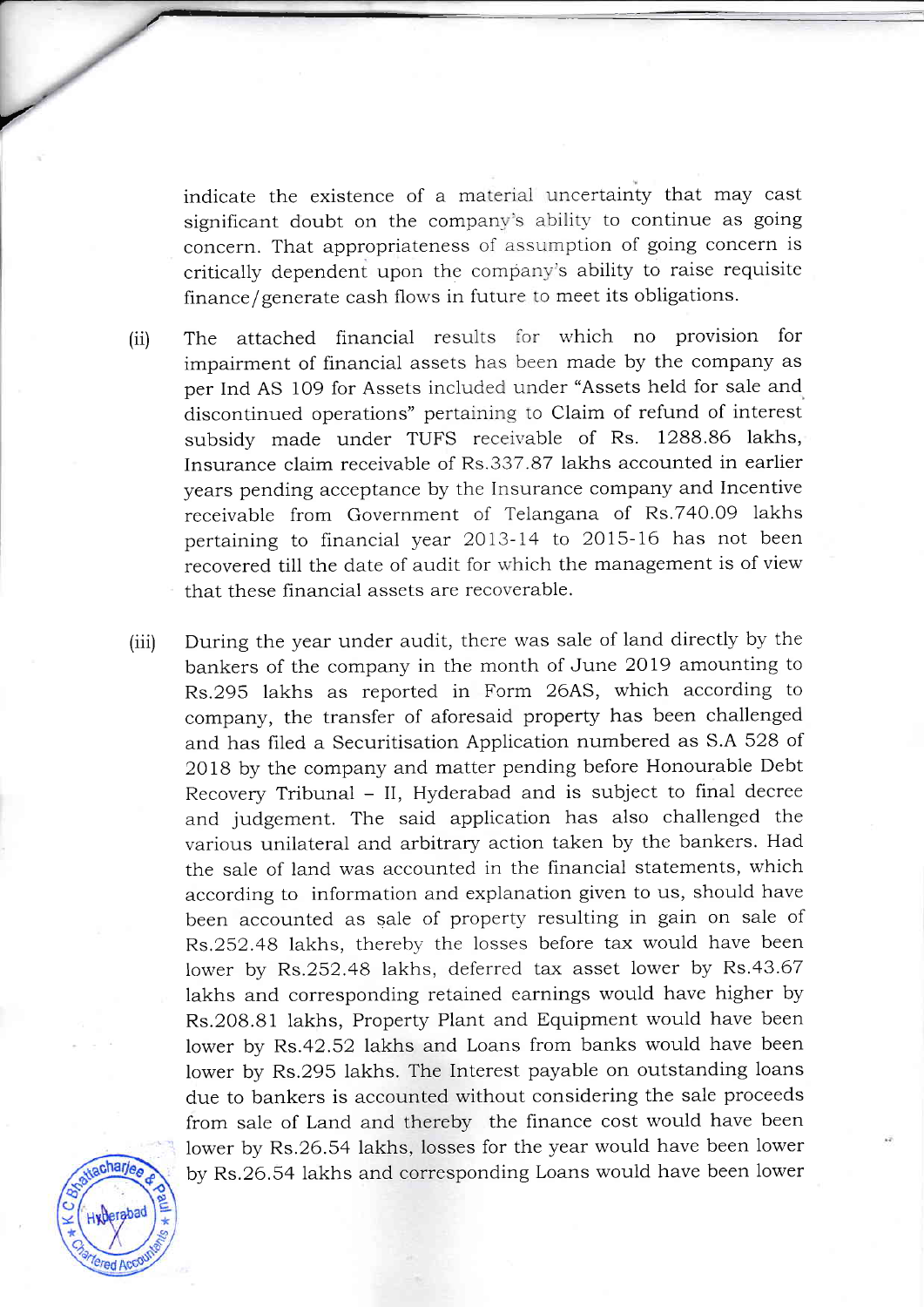indicate the existence of a material uncertainty that may cast significant doubt on the company's ability to continue as going concern. That appropriateness of assumption of going concern is critically dependent upon the company's ability to raise requisite finance/generate cash flows in future to meet its obligations.

(ii) The attached financial results for which no provision for impairment of financial assets has been made by the company as per Ind AS 109 for Assets included under "Assets held for sale and discontinued operations" pertaining to Claim of refund of interest subsidy made under TUFS receivable of Rs. 1288.86 lakhs, Insurance claim receivable of Rs.337.87 lakhs accounted in earlier years pending acceptance by the Insurance company and Incentive receivable from Government of Telangana of Rs.740.09 lakhs pertaining to financial year 2013-14 to 2015-16 has not been recovered till the date of audit for which the management is of view that these financial assets are recoverable.

(iii) During the year under audit, there was sale of land directly by the bankers of the company in the month of June 2019 amounting to Rs.295 lakhs as reported in Form 26AS, which according to company, the transfer of aforesaid property has been challenged and has filed a Securitisation Application numbered as S.A 528 of 2018 by the company and matter pending before Honourable Debt Recovery Tribunal – II, Hyderabad and is subject to final decree and judgement. The said application has also challenged the various unilateral and arbitrary action taken by the bankers. Had the sale of land was accounted in the financial statements, which according to information and explanation given to us, should have been accounted as sale of property resulting in gain on sale of Rs.252.48 lakhs, thereby the losses before tax would have been lower by Rs.252.48 lakhs, deferred tax asset lower by Rs.43.67 lakhs and corresponding retained earnings would have higher by Rs.208.81 lakhs, Property Plant and Equipment would have been lower by Rs.42.52 lakhs and Loans from banks would have been lower by Rs.295 lakhs. The Interest payable on outstanding loans due to bankers is accounted without considering the sale proceeds from sale of Land and thereby the finance cost would have been lower by Rs.26.54 lakhs, losses for the year would have been lower by Rs.26.54 lakhs and corresponding Loans would have been lower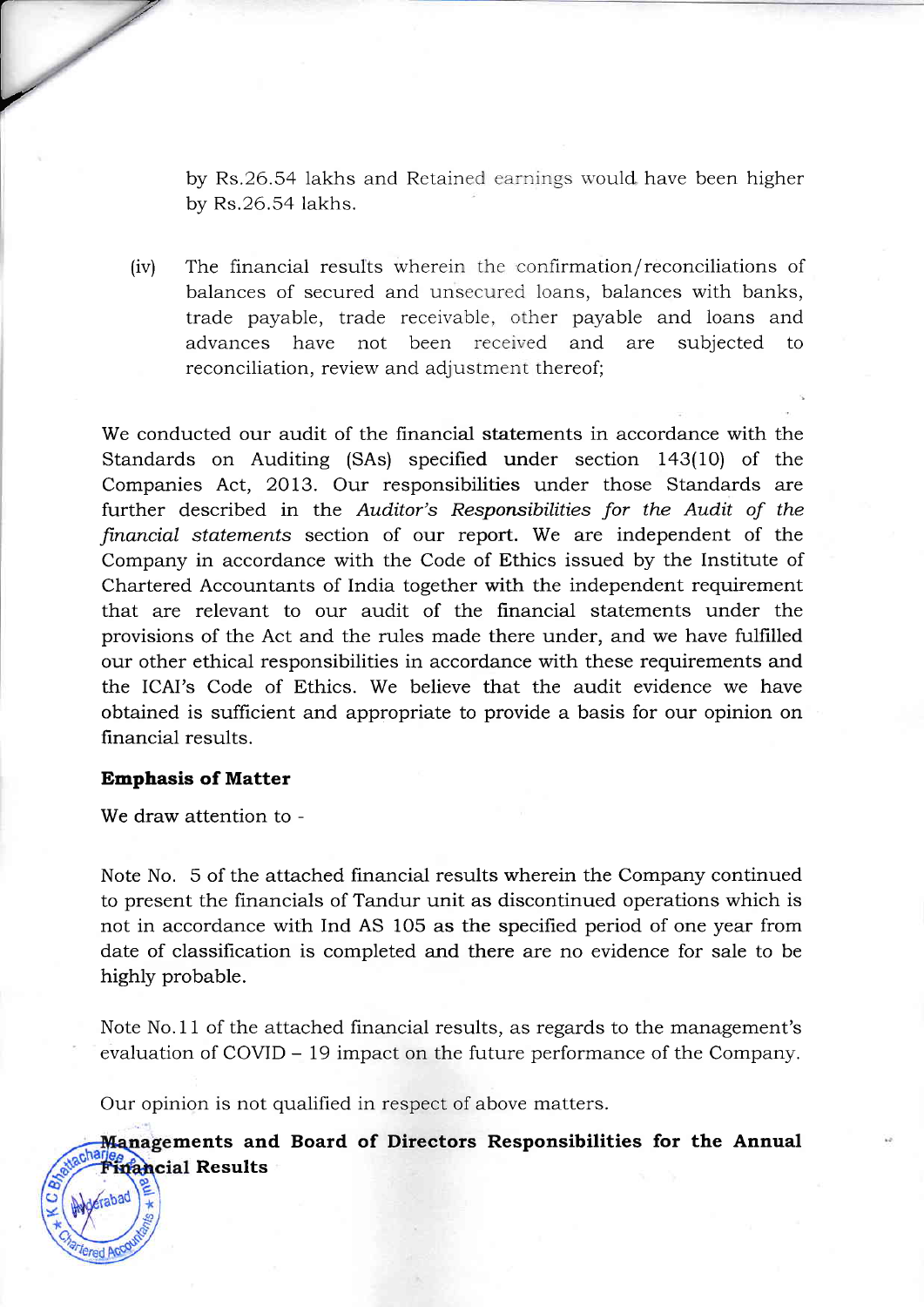by Rs.26.54 lakhs and Retained earnings would have been higher by Rs.26.54 lakhs.

(iv) The financial results wherein the confirmation/reconciliations of balances of secured and unsecured loans, balances with banks, trade payable, trade receivable, other payable and loans and advances have not been received and are subjected to reconciliation, review and adjustment thereof;

We conducted our audit of the financial statements in accordance with the Standards on Auditing (SAs) specified under section 143(10) of the Companies Act, 2013. Our responsibilities under those Standards are further described in the *Auditor's Responsibilities for the Audit of the financial statements* section of our report. We are independent of the Company in accordance with the Code of Ethics issued by the Institute of Chartered Accountants of India together with the independent requirement that are relevant to our audit of the financial statements under the provisions of the Act and the rules made there under, and we have fulfilled our other ethical responsibilities in accordance with these requirements and the ICAI's Code of Ethics. We believe that the audit evidence we have obtained is sufficient and appropriate to provide a basis for our opinion on financial results.

**Emphasis of Matter**

We draw attention to -

Note No. 5 of the attached financial results wherein the Company continued to present the financials of Tandur unit as discontinued operations which is not in accordance with Ind AS 105 as the specified period of one year from date of classification is completed and there are no evidence for sale to be highly probable.

Note No.11 of the attached financial results, as regards to the management's evaluation of COVID – 19 impact on the future performance of the Company.

Our opinion is not qualified in respect of above matters.

**Managements and Board of Directors Responsibilities for the Annual Financial Results**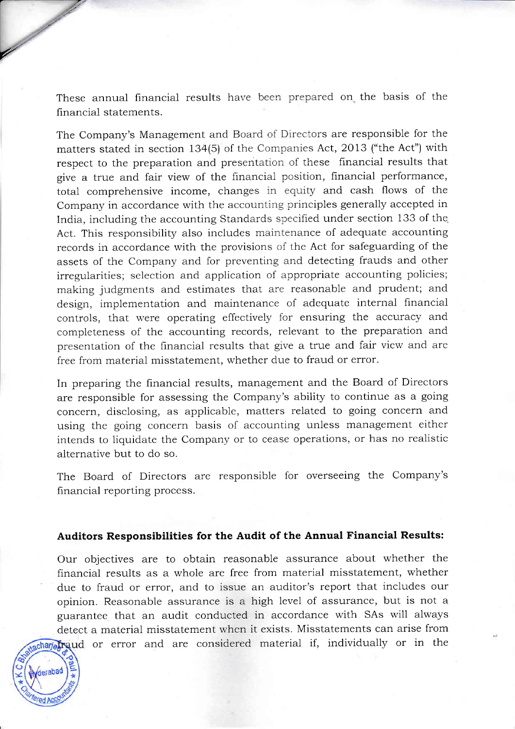These annual financial results have been prepared on the basis of the financial statements.

The Company's Management and Board of Directors are responsible for the matters stated in section 134(5) of the Companies Act, 2013 ("the Act") with respect to the preparation and presentation of these financial results that give a true and fair view of the financial position, financial performance, total comprehensive income, changes in equity and cash flows of the Company in accordance with the accounting principles generally accepted in India, including the accounting Standards specified under section 133 of the Act. This responsibility also includes maintenance of adequate accounting records in accordance with the provisions of the Act for safeguarding of the assets of the Company and for preventing and detecting frauds and other irregularities; selection and application of appropriate accounting policies; making judgments and estimates that are reasonable and prudent; and design, implementation and maintenance of adequate internal financial controls, that were operating effectively for ensuring the accuracy and completeness of the accounting records, relevant to the preparation and presentation of the financial results that give a true and fair view and are free from material misstatement, whether due to fraud or error.

In preparing the financial results, management and the Board of Directors are responsible for assessing the Company's ability to continue as a going concern, disclosing, as applicable, matters related to going concern and using the going concern basis of accounting unless management either intends to liquidate the Company or to cease operations, or has no realistic alternative but to do so.

The Board of Directors are responsible for overseeing the Company's financial reporting process.

## Auditors Responsibilities for the Audit of the Annual Financial Results:

Our objectives are to obtain reasonable assurance about whether the financial results as a whole are free from material misstatement, whether due to fraud or error, and to issue an auditor's report that includes our opinion. Reasonable assurance is a high level of assurance, but is not a guarantee that an audit conducted in accordance with SAs will always detect a material misstatement when it exists. Misstatements can arise from fraud or error and are considered material if, individually or in the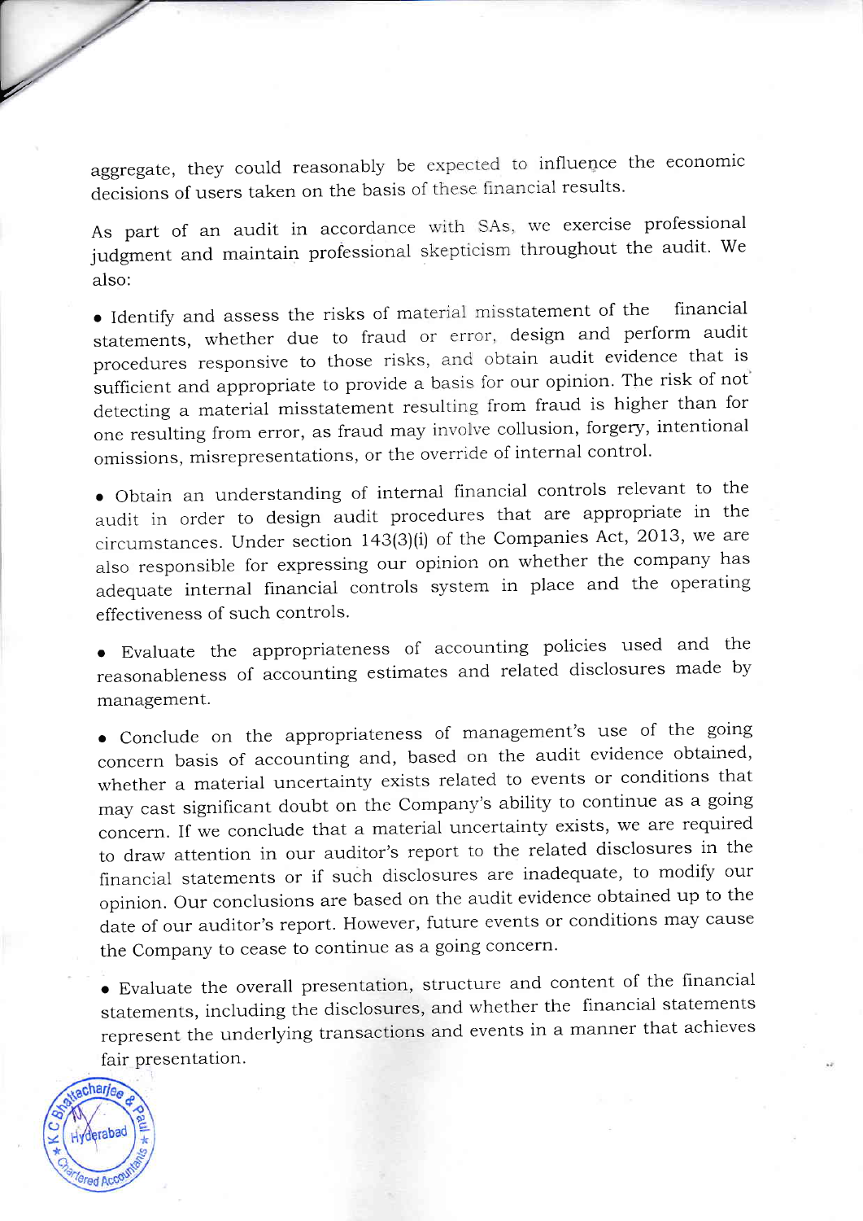aggregate, they could reasonably be expected to influence the economic decisions of users taken on the basis of these financial results.

As part of an audit in accordance with SAs, we exercise professional judgment and maintain professional skepticism throughout the audit. We also:

- Identify and assess the risks of material misstatement of the financial statements, whether due to fraud or error, design and perform audit procedures responsive to those risks, and obtain audit evidence that is sufficient and appropriate to provide a basis for our opinion. The risk of not detecting a material misstatement resulting from fraud is higher than for one resulting from error, as fraud may involve collusion, forgery, intentional omissions, misrepresentations, or the override of internal control.

- Obtain an understanding of internal financial controls relevant to the audit in order to design audit procedures that are appropriate in the circumstances. Under section 143(3)(i) of the Companies Act, 2013, we are also responsible for expressing our opinion on whether the company has adequate internal financial controls system in place and the operating effectiveness of such controls.

- Evaluate the appropriateness of accounting policies used and the reasonableness of accounting estimates and related disclosures made by management.

- Conclude on the appropriateness of management's use of the going concern basis of accounting and, based on the audit evidence obtained, whether a material uncertainty exists related to events or conditions that may cast significant doubt on the Company's ability to continue as a going concern. If we conclude that a material uncertainty exists, we are required to draw attention in our auditor's report to the related disclosures in the financial statements or if such disclosures are inadequate, to modify our opinion. Our conclusions are based on the audit evidence obtained up to the date of our auditor's report. However, future events or conditions may cause the Company to cease to continue as a going concern.

- Evaluate the overall presentation, structure and content of the financial statements, including the disclosures, and whether the financial statements represent the underlying transactions and events in a manner that achieves fair presentation.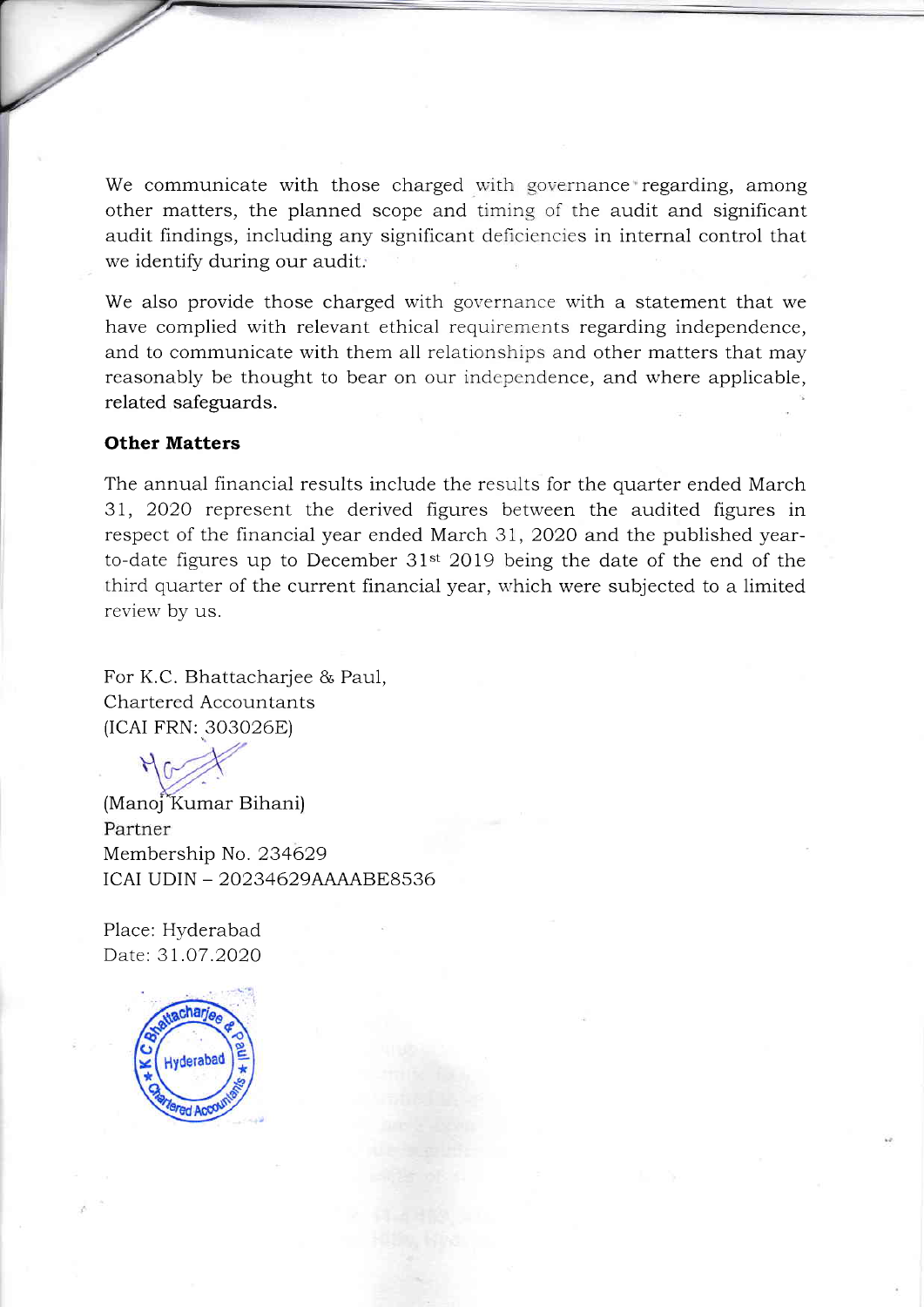We communicate with those charged with governance regarding, among other matters, the planned scope and timing of the audit and significant audit findings, including any significant deficiencies in internal control that we identify during our audit.

We also provide those charged with governance with a statement that we have complied with relevant ethical requirements regarding independence, and to communicate with them all relationships and other matters that may reasonably be thought to bear on our independence, and where applicable, related safeguards.

**Other Matters**

The annual financial results include the results for the quarter ended March 31, 2020 represent the derived figures between the audited figures in respect of the financial year ended March 31, 2020 and the published year-to-date figures up to December 31st 2019 being the date of the end of the third quarter of the current financial year, which were subjected to a limited review by us.

For K.C. Bhattacharjee & Paul,
Chartered Accountants
(ICAI FRN: 303026E)

(Manoj Kumar Bihani)
Partner
Membership No. 234629
ICAI UDIN – 20234629AAAABE8536

Place: Hyderabad
Date: 31.07.2020